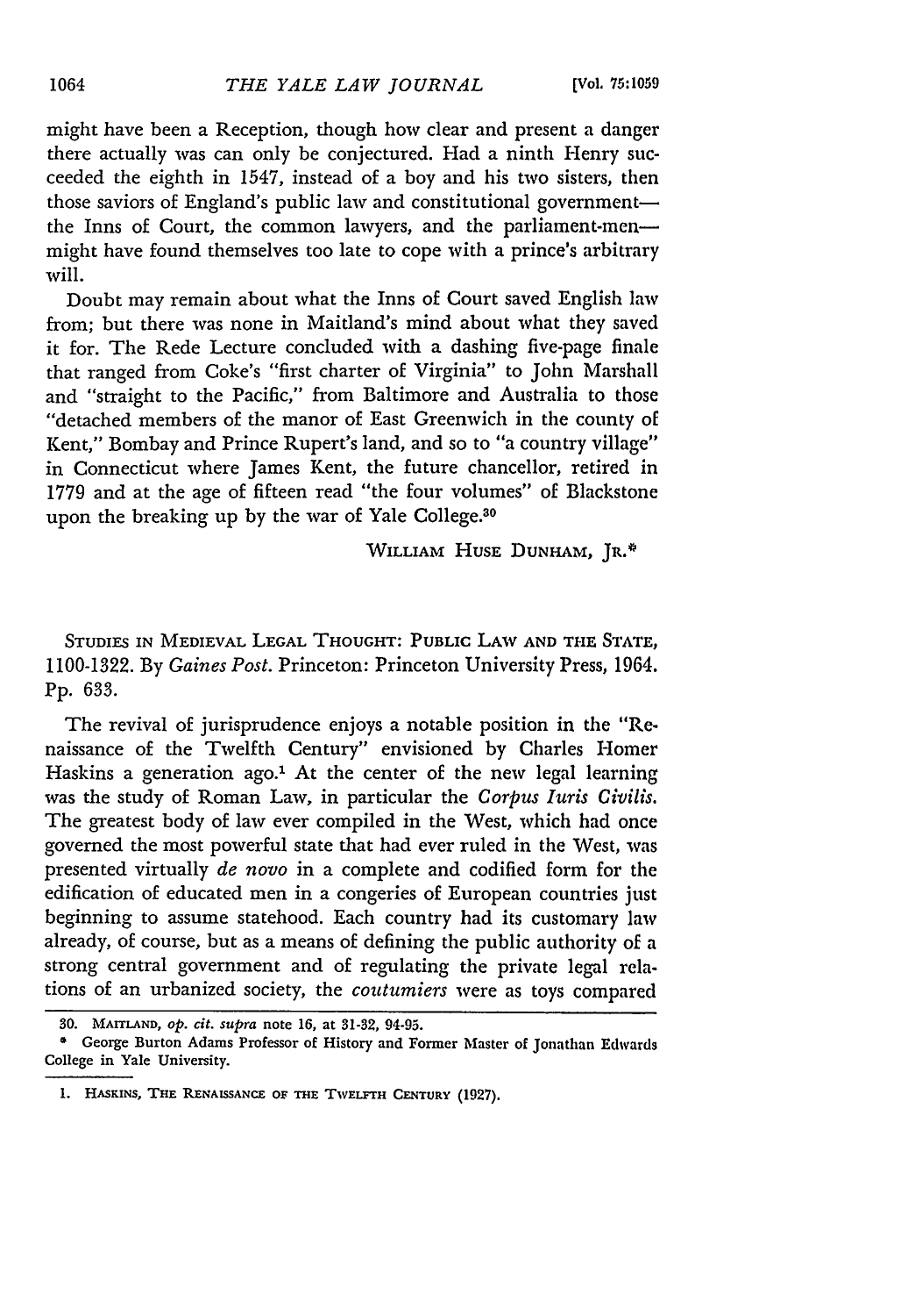might have been a Reception, though how clear and present a danger there actually was can only be conjectured. Had a ninth Henry succeeded the eighth in 1547, instead of a boy and his two sisters, then those saviors of England's public law and constitutional government—the Inns of Court, the common lawyers, and the parliament-men—might have found themselves too late to cope with a prince's arbitrary will.

Doubt may remain about what the Inns of Court saved English law from; but there was none in Maitland's mind about what they saved it for. The Rede Lecture concluded with a dashing five-page finale that ranged from Coke's "first charter of Virginia" to John Marshall and "straight to the Pacific," from Baltimore and Australia to those "detached members of the manor of East Greenwich in the county of Kent," Bombay and Prince Rupert's land, and so to "a country village" in Connecticut where James Kent, the future chancellor, retired in 1779 and at the age of fifteen read "the four volumes" of Blackstone upon the breaking up by the war of Yale College.[30]

WILLIAM HUSE DUNHAM, JR.*

STUDIES IN MEDIEVAL LEGAL THOUGHT: PUBLIC LAW AND THE STATE, 1100-1322. By *Gaines Post*. Princeton: Princeton University Press, 1964. Pp. 633.

The revival of jurisprudence enjoys a notable position in the "Renaissance of the Twelfth Century" envisioned by Charles Homer Haskins a generation ago.[1] At the center of the new legal learning was the study of Roman Law, in particular the *Corpus Iuris Civilis*. The greatest body of law ever compiled in the West, which had once governed the most powerful state that had ever ruled in the West, was presented virtually *de novo* in a complete and codified form for the edification of educated men in a congeries of European countries just beginning to assume statehood. Each country had its customary law already, of course, but as a means of defining the public authority of a strong central government and of regulating the private legal relations of an urbanized society, the *coutumiers* were as toys compared

---

30. MAITLAND, *op. cit. supra* note 16, at 31-32, 94-95.

\* George Burton Adams Professor of History and Former Master of Jonathan Edwards College in Yale University.

1. HASKINS, THE RENAISSANCE OF THE TWELFTH CENTURY (1927).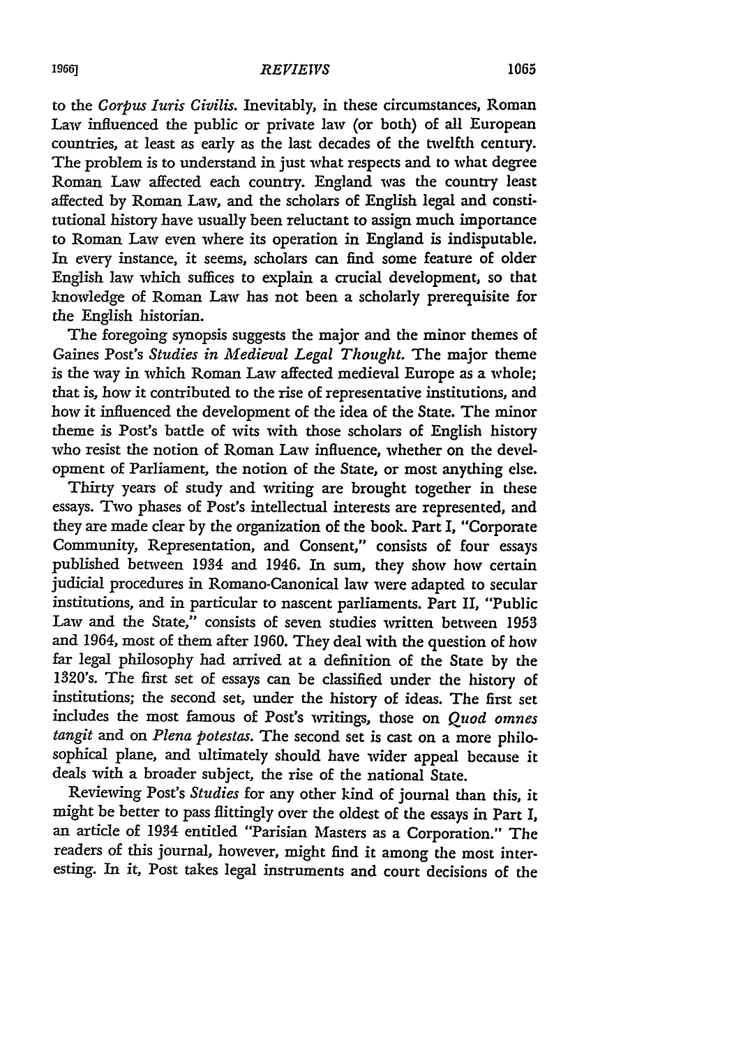to the *Corpus Iuris Civilis.* Inevitably, in these circumstances, Roman Law influenced the public or private law (or both) of all European countries, at least as early as the last decades of the twelfth century. The problem is to understand in just what respects and to what degree Roman Law affected each country. England was the country least affected by Roman Law, and the scholars of English legal and constitutional history have usually been reluctant to assign much importance to Roman Law even where its operation in England is indisputable. In every instance, it seems, scholars can find some feature of older English law which suffices to explain a crucial development, so that knowledge of Roman Law has not been a scholarly prerequisite for the English historian.

The foregoing synopsis suggests the major and the minor themes of Gaines Post's *Studies in Medieval Legal Thought.* The major theme is the way in which Roman Law affected medieval Europe as a whole; that is, how it contributed to the rise of representative institutions, and how it influenced the development of the idea of the State. The minor theme is Post's battle of wits with those scholars of English history who resist the notion of Roman Law influence, whether on the development of Parliament, the notion of the State, or most anything else.

Thirty years of study and writing are brought together in these essays. Two phases of Post's intellectual interests are represented, and they are made clear by the organization of the book. Part I, "Corporate Community, Representation, and Consent," consists of four essays published between 1934 and 1946. In sum, they show how certain judicial procedures in Romano-Canonical law were adapted to secular institutions, and in particular to nascent parliaments. Part II, "Public Law and the State," consists of seven studies written between 1953 and 1964, most of them after 1960. They deal with the question of how far legal philosophy had arrived at a definition of the State by the 1320's. The first set of essays can be classified under the history of institutions; the second set, under the history of ideas. The first set includes the most famous of Post's writings, those on *Quod omnes tangit* and on *Plena potestas.* The second set is cast on a more philosophical plane, and ultimately should have wider appeal because it deals with a broader subject, the rise of the national State.

Reviewing Post's *Studies* for any other kind of journal than this, it might be better to pass flittingly over the oldest of the essays in Part I, an article of 1934 entitled "Parisian Masters as a Corporation." The readers of this journal, however, might find it among the most interesting. In it, Post takes legal instruments and court decisions of the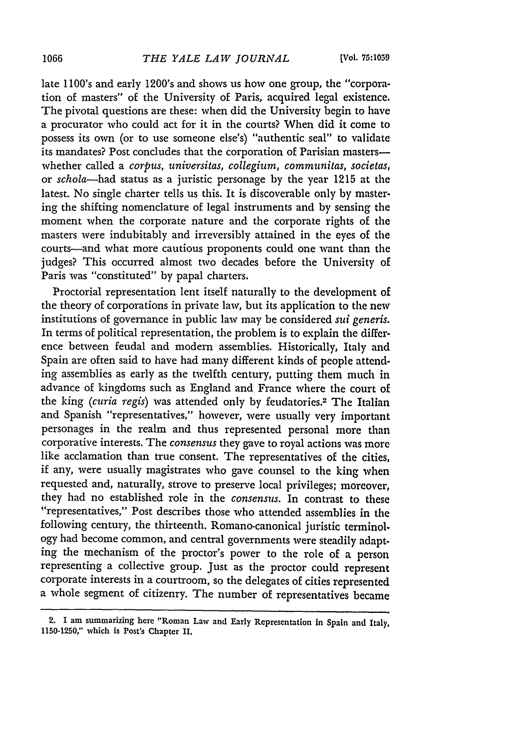late 1100's and early 1200's and shows us how one group, the "corporation of masters" of the University of Paris, acquired legal existence. The pivotal questions are these: when did the University begin to have a procurator who could act for it in the courts? When did it come to possess its own (or to use someone else's) "authentic seal" to validate its mandates? Post concludes that the corporation of Parisian masters—whether called a *corpus, universitas, collegium, communitas, societas,* or *schola*—had status as a juristic personage by the year 1215 at the latest. No single charter tells us this. It is discoverable only by mastering the shifting nomenclature of legal instruments and by sensing the moment when the corporate nature and the corporate rights of the masters were indubitably and irreversibly attained in the eyes of the courts—and what more cautious proponents could one want than the judges? This occurred almost two decades before the University of Paris was "constituted" by papal charters.

Proctorial representation lent itself naturally to the development of the theory of corporations in private law, but its application to the new institutions of governance in public law may be considered *sui generis.* In terms of political representation, the problem is to explain the difference between feudal and modern assemblies. Historically, Italy and Spain are often said to have had many different kinds of people attending assemblies as early as the twelfth century, putting them much in advance of kingdoms such as England and France where the court of the king (*curia regis*) was attended only by feudatories.[2] The Italian and Spanish "representatives," however, were usually very important personages in the realm and thus represented personal more than corporative interests. The *consensus* they gave to royal actions was more like acclamation than true consent. The representatives of the cities, if any, were usually magistrates who gave counsel to the king when requested and, naturally, strove to preserve local privileges; moreover, they had no established role in the *consensus.* In contrast to these "representatives," Post describes those who attended assemblies in the following century, the thirteenth. Romano-canonical juristic terminology had become common, and central governments were steadily adapting the mechanism of the proctor's power to the role of a person representing a collective group. Just as the proctor could represent corporate interests in a courtroom, so the delegates of cities represented a whole segment of citizenry. The number of representatives became

2. I am summarizing here "Roman Law and Early Representation in Spain and Italy, 1150-1250," which is Post's Chapter II.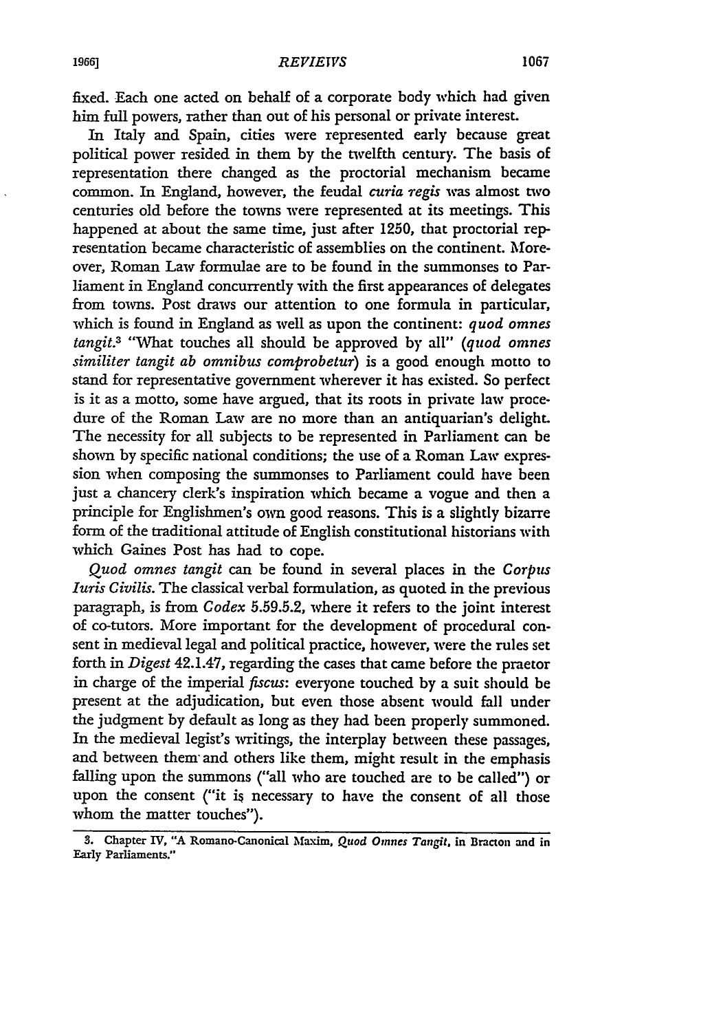fixed. Each one acted on behalf of a corporate body which had given him full powers, rather than out of his personal or private interest.

In Italy and Spain, cities were represented early because great political power resided in them by the twelfth century. The basis of representation there changed as the proctorial mechanism became common. In England, however, the feudal *curia regis* was almost two centuries old before the towns were represented at its meetings. This happened at about the same time, just after 1250, that proctorial representation became characteristic of assemblies on the continent. Moreover, Roman Law formulae are to be found in the summonses to Parliament in England concurrently with the first appearances of delegates from towns. Post draws our attention to one formula in particular, which is found in England as well as upon the continent: *quod omnes tangit.*[3] "What touches all should be approved by all" (*quod omnes similiter tangit ab omnibus comprobetur*) is a good enough motto to stand for representative government wherever it has existed. So perfect is it as a motto, some have argued, that its roots in private law procedure of the Roman Law are no more than an antiquarian's delight. The necessity for all subjects to be represented in Parliament can be shown by specific national conditions; the use of a Roman Law expression when composing the summonses to Parliament could have been just a chancery clerk's inspiration which became a vogue and then a principle for Englishmen's own good reasons. This is a slightly bizarre form of the traditional attitude of English constitutional historians with which Gaines Post has had to cope.

*Quod omnes tangit* can be found in several places in the *Corpus Iuris Civilis.* The classical verbal formulation, as quoted in the previous paragraph, is from *Codex* 5.59.5.2, where it refers to the joint interest of co-tutors. More important for the development of procedural consent in medieval legal and political practice, however, were the rules set forth in *Digest* 42.1.47, regarding the cases that came before the praetor in charge of the imperial *fiscus*: everyone touched by a suit should be present at the adjudication, but even those absent would fall under the judgment by default as long as they had been properly summoned. In the medieval legist's writings, the interplay between these passages, and between them and others like them, might result in the emphasis falling upon the summons ("all who are touched are to be called") or upon the consent ("it is necessary to have the consent of all those whom the matter touches").

---

3. Chapter IV, "A Romano-Canonical Maxim, *Quod Omnes Tangit*, in Bracton and in Early Parliaments."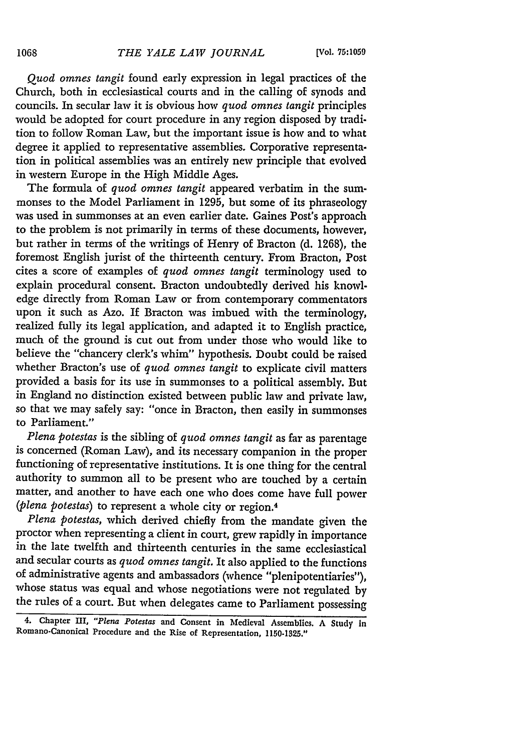*Quod omnes tangit* found early expression in legal practices of the Church, both in ecclesiastical courts and in the calling of synods and councils. In secular law it is obvious how *quod omnes tangit* principles would be adopted for court procedure in any region disposed by tradition to follow Roman Law, but the important issue is how and to what degree it applied to representative assemblies. Corporative representation in political assemblies was an entirely new principle that evolved in western Europe in the High Middle Ages.

The formula of *quod omnes tangit* appeared verbatim in the summonses to the Model Parliament in 1295, but some of its phraseology was used in summonses at an even earlier date. Gaines Post's approach to the problem is not primarily in terms of these documents, however, but rather in terms of the writings of Henry of Bracton (d. 1268), the foremost English jurist of the thirteenth century. From Bracton, Post cites a score of examples of *quod omnes tangit* terminology used to explain procedural consent. Bracton undoubtedly derived his knowledge directly from Roman Law or from contemporary commentators upon it such as Azo. If Bracton was imbued with the terminology, realized fully its legal application, and adapted it to English practice, much of the ground is cut out from under those who would like to believe the "chancery clerk's whim" hypothesis. Doubt could be raised whether Bracton's use of *quod omnes tangit* to explicate civil matters provided a basis for its use in summonses to a political assembly. But in England no distinction existed between public law and private law, so that we may safely say: "once in Bracton, then easily in summonses to Parliament."

*Plena potestas* is the sibling of *quod omnes tangit* as far as parentage is concerned (Roman Law), and its necessary companion in the proper functioning of representative institutions. It is one thing for the central authority to summon all to be present who are touched by a certain matter, and another to have each one who does come have full power (*plena potestas*) to represent a whole city or region.[4]

*Plena potestas*, which derived chiefly from the mandate given the proctor when representing a client in court, grew rapidly in importance in the late twelfth and thirteenth centuries in the same ecclesiastical and secular courts as *quod omnes tangit*. It also applied to the functions of administrative agents and ambassadors (whence "plenipotentiaries"), whose status was equal and whose negotiations were not regulated by the rules of a court. But when delegates came to Parliament possessing

---

4. Chapter III, "*Plena Potestas* and Consent in Medieval Assemblies. A Study in Romano-Canonical Procedure and the Rise of Representation, 1150-1325."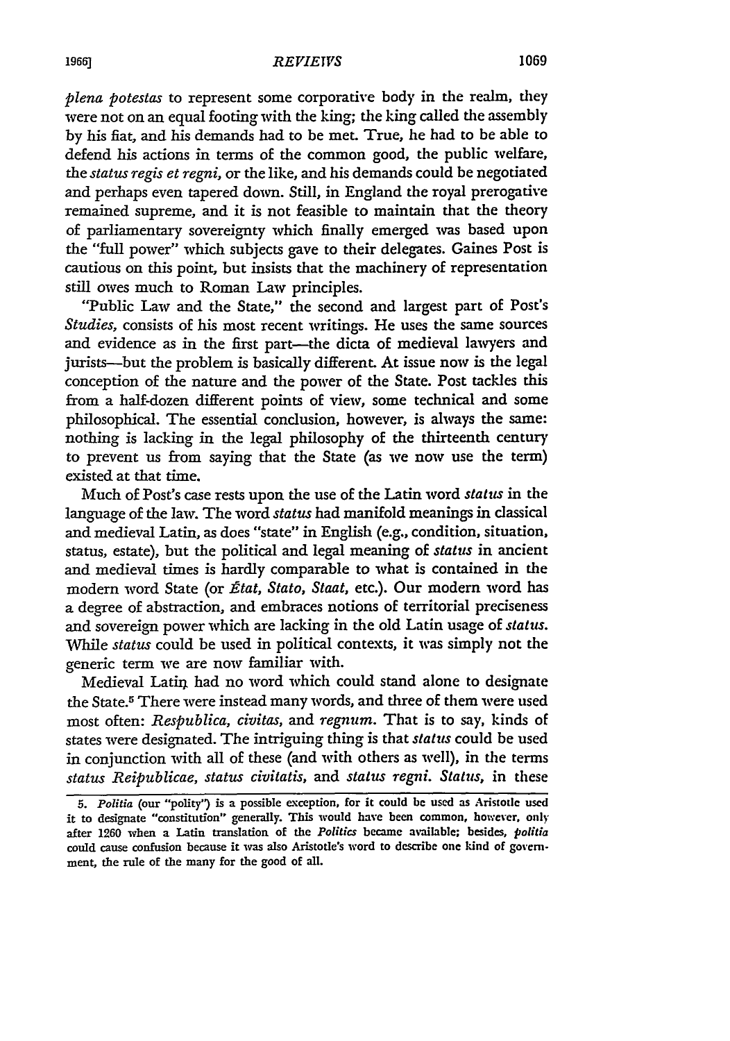*plena potestas* to represent some corporative body in the realm, they were not on an equal footing with the king; the king called the assembly by his fiat, and his demands had to be met. True, he had to be able to defend his actions in terms of the common good, the public welfare, the *status regis et regni*, or the like, and his demands could be negotiated and perhaps even tapered down. Still, in England the royal prerogative remained supreme, and it is not feasible to maintain that the theory of parliamentary sovereignty which finally emerged was based upon the "full power" which subjects gave to their delegates. Gaines Post is cautious on this point, but insists that the machinery of representation still owes much to Roman Law principles.

"Public Law and the State," the second and largest part of Post's *Studies*, consists of his most recent writings. He uses the same sources and evidence as in the first part—the dicta of medieval lawyers and jurists—but the problem is basically different. At issue now is the legal conception of the nature and the power of the State. Post tackles this from a half-dozen different points of view, some technical and some philosophical. The essential conclusion, however, is always the same: nothing is lacking in the legal philosophy of the thirteenth century to prevent us from saying that the State (as we now use the term) existed at that time.

Much of Post's case rests upon the use of the Latin word *status* in the language of the law. The word *status* had manifold meanings in classical and medieval Latin, as does "state" in English (e.g., condition, situation, status, estate), but the political and legal meaning of *status* in ancient and medieval times is hardly comparable to what is contained in the modern word State (or *État, Stato, Staat*, etc.). Our modern word has a degree of abstraction, and embraces notions of territorial preciseness and sovereign power which are lacking in the old Latin usage of *status*. While *status* could be used in political contexts, it was simply not the generic term we are now familiar with.

Medieval Latin had no word which could stand alone to designate the State.[5] There were instead many words, and three of them were used most often: *Respublica, civitas,* and *regnum*. That is to say, kinds of states were designated. The intriguing thing is that *status* could be used in conjunction with all of these (and with others as well), in the terms *status Reipublicae, status civitatis,* and *status regni*. *Status,* in these

5. *Politia* (our "polity") is a possible exception, for it could be used as Aristotle used it to designate "constitution" generally. This would have been common, however, only after 1260 when a Latin translation of the *Politics* became available; besides, *politia* could cause confusion because it was also Aristotle's word to describe one kind of government, the rule of the many for the good of all.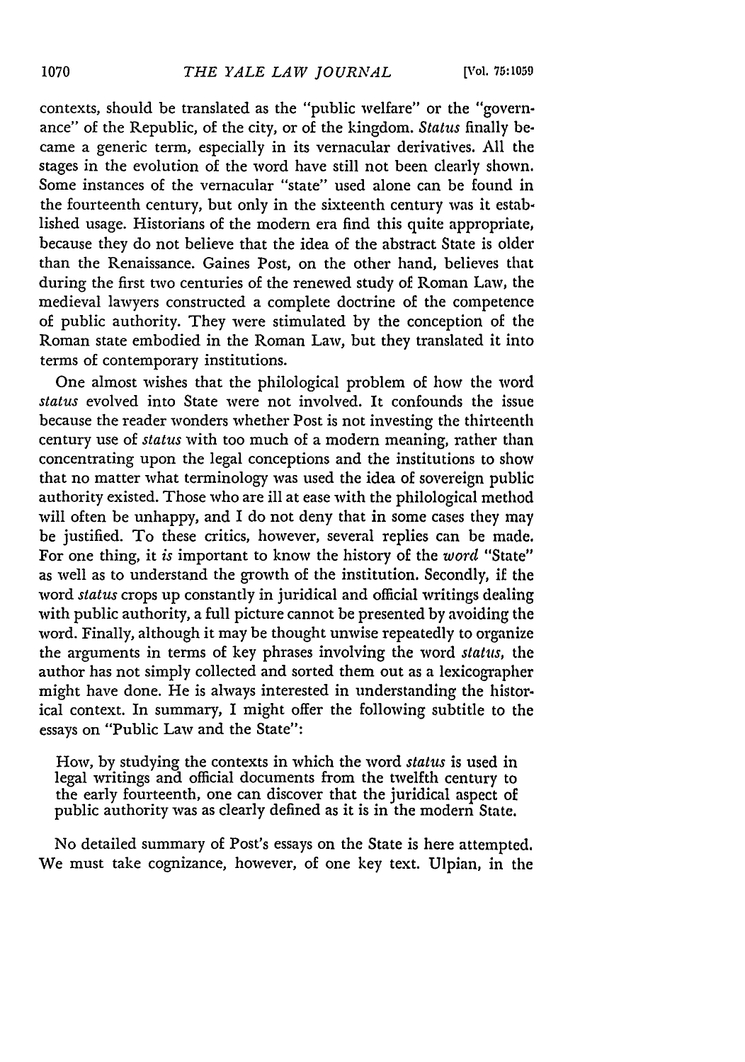contexts, should be translated as the "public welfare" or the "governance" of the Republic, of the city, or of the kingdom. *Status* finally became a generic term, especially in its vernacular derivatives. All the stages in the evolution of the word have still not been clearly shown. Some instances of the vernacular "state" used alone can be found in the fourteenth century, but only in the sixteenth century was it established usage. Historians of the modern era find this quite appropriate, because they do not believe that the idea of the abstract State is older than the Renaissance. Gaines Post, on the other hand, believes that during the first two centuries of the renewed study of Roman Law, the medieval lawyers constructed a complete doctrine of the competence of public authority. They were stimulated by the conception of the Roman state embodied in the Roman Law, but they translated it into terms of contemporary institutions.

One almost wishes that the philological problem of how the word *status* evolved into State were not involved. It confounds the issue because the reader wonders whether Post is not investing the thirteenth century use of *status* with too much of a modern meaning, rather than concentrating upon the legal conceptions and the institutions to show that no matter what terminology was used the idea of sovereign public authority existed. Those who are ill at ease with the philological method will often be unhappy, and I do not deny that in some cases they may be justified. To these critics, however, several replies can be made. For one thing, it *is* important to know the history of the *word* "State" as well as to understand the growth of the institution. Secondly, if the word *status* crops up constantly in juridical and official writings dealing with public authority, a full picture cannot be presented by avoiding the word. Finally, although it may be thought unwise repeatedly to organize the arguments in terms of key phrases involving the word *status*, the author has not simply collected and sorted them out as a lexicographer might have done. He is always interested in understanding the historical context. In summary, I might offer the following subtitle to the essays on "Public Law and the State":

> How, by studying the contexts in which the word *status* is used in legal writings and official documents from the twelfth century to the early fourteenth, one can discover that the juridical aspect of public authority was as clearly defined as it is in the modern State.

No detailed summary of Post's essays on the State is here attempted. We must take cognizance, however, of one key text. Ulpian, in the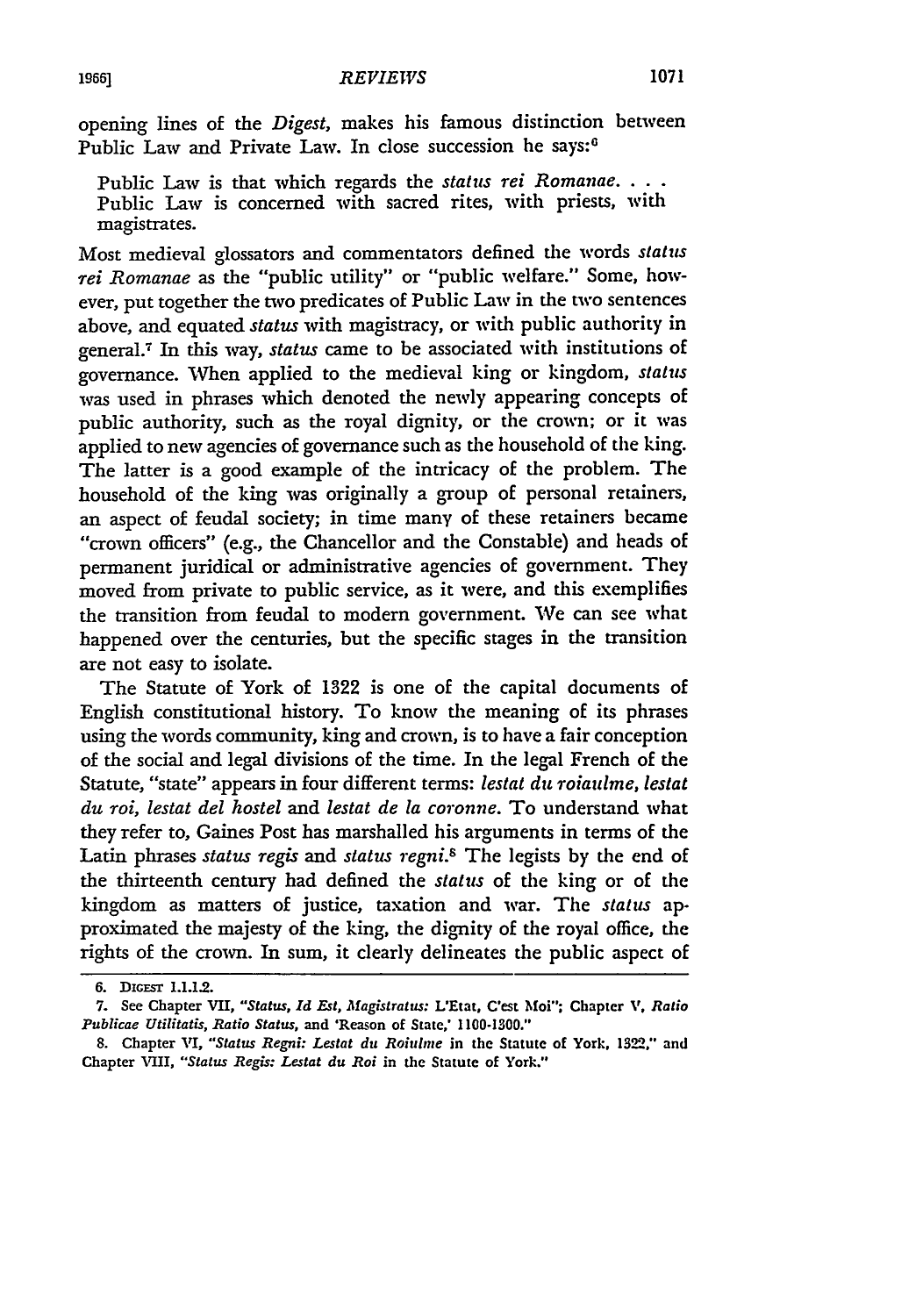opening lines of the *Digest*, makes his famous distinction between Public Law and Private Law. In close succession he says:[6]

> Public Law is that which regards the *status rei Romanae*. . . . Public Law is concerned with sacred rites, with priests, with magistrates.

Most medieval glossators and commentators defined the words *status rei Romanae* as the "public utility" or "public welfare." Some, however, put together the two predicates of Public Law in the two sentences above, and equated *status* with magistracy, or with public authority in general.[7] In this way, *status* came to be associated with institutions of governance. When applied to the medieval king or kingdom, *status* was used in phrases which denoted the newly appearing concepts of public authority, such as the royal dignity, or the crown; or it was applied to new agencies of governance such as the household of the king. The latter is a good example of the intricacy of the problem. The household of the king was originally a group of personal retainers, an aspect of feudal society; in time many of these retainers became "crown officers" (e.g., the Chancellor and the Constable) and heads of permanent juridical or administrative agencies of government. They moved from private to public service, as it were, and this exemplifies the transition from feudal to modern government. We can see what happened over the centuries, but the specific stages in the transition are not easy to isolate.

The Statute of York of 1322 is one of the capital documents of English constitutional history. To know the meaning of its phrases using the words community, king and crown, is to have a fair conception of the social and legal divisions of the time. In the legal French of the Statute, "state" appears in four different terms: *lestat du roiaulme, lestat du roi, lestat del hostel* and *lestat de la coronne*. To understand what they refer to, Gaines Post has marshalled his arguments in terms of the Latin phrases *status regis* and *status regni*.[8] The legists by the end of the thirteenth century had defined the *status* of the king or of the kingdom as matters of justice, taxation and war. The *status* approximated the majesty of the king, the dignity of the royal office, the rights of the crown. In sum, it clearly delineates the public aspect of

---

6. DIGEST 1.1.1.2.

7. See Chapter VII, "*Status, Id Est, Magistratus:* L'Etat, C'est Moi"; Chapter V, *Ratio Publicae Utilitatis, Ratio Status*, and 'Reason of State,' 1100-1300."

8. Chapter VI, "*Status Regni: Lestat du Roiulme* in the Statute of York, 1322," and Chapter VIII, "*Status Regis: Lestat du Roi* in the Statute of York."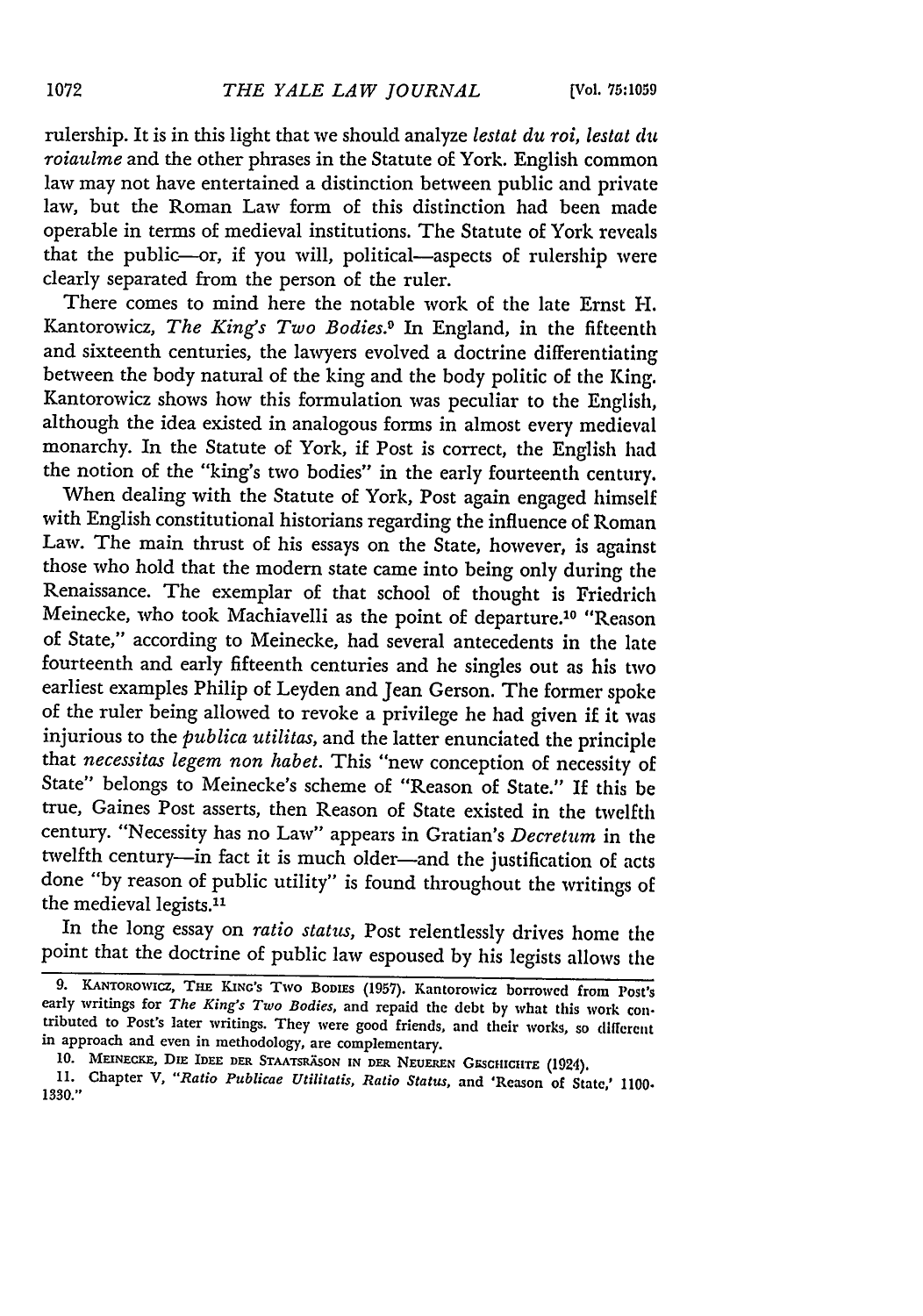rulership. It is in this light that we should analyze *lestat du roi, lestat du roiaulme* and the other phrases in the Statute of York. English common law may not have entertained a distinction between public and private law, but the Roman Law form of this distinction had been made operable in terms of medieval institutions. The Statute of York reveals that the public—or, if you will, political—aspects of rulership were clearly separated from the person of the ruler.

There comes to mind here the notable work of the late Ernst H. Kantorowicz, *The King's Two Bodies*.[9] In England, in the fifteenth and sixteenth centuries, the lawyers evolved a doctrine differentiating between the body natural of the king and the body politic of the King. Kantorowicz shows how this formulation was peculiar to the English, although the idea existed in analogous forms in almost every medieval monarchy. In the Statute of York, if Post is correct, the English had the notion of the "king's two bodies" in the early fourteenth century.

When dealing with the Statute of York, Post again engaged himself with English constitutional historians regarding the influence of Roman Law. The main thrust of his essays on the State, however, is against those who hold that the modern state came into being only during the Renaissance. The exemplar of that school of thought is Friedrich Meinecke, who took Machiavelli as the point of departure.[10] "Reason of State," according to Meinecke, had several antecedents in the late fourteenth and early fifteenth centuries and he singles out as his two earliest examples Philip of Leyden and Jean Gerson. The former spoke of the ruler being allowed to revoke a privilege he had given if it was injurious to the *publica utilitas*, and the latter enunciated the principle that *necessitas legem non habet*. This "new conception of necessity of State" belongs to Meinecke's scheme of "Reason of State." If this be true, Gaines Post asserts, then Reason of State existed in the twelfth century. "Necessity has no Law" appears in Gratian's *Decretum* in the twelfth century—in fact it is much older—and the justification of acts done "by reason of public utility" is found throughout the writings of the medieval legists.[11]

In the long essay on *ratio status*, Post relentlessly drives home the point that the doctrine of public law espoused by his legists allows the

9. KANTOROWICZ, THE KING'S TWO BODIES (1957). Kantorowicz borrowed from Post's early writings for *The King's Two Bodies*, and repaid the debt by what this work contributed to Post's later writings. They were good friends, and their works, so different in approach and even in methodology, are complementary.

10. MEINECKE, DIE IDEE DER STAATSRÄSON IN DER NEUEREN GESCHICHTE (1924).

11. Chapter V, "*Ratio Publicae Utilitatis, Ratio Status*, and 'Reason of State,' 1100-1330."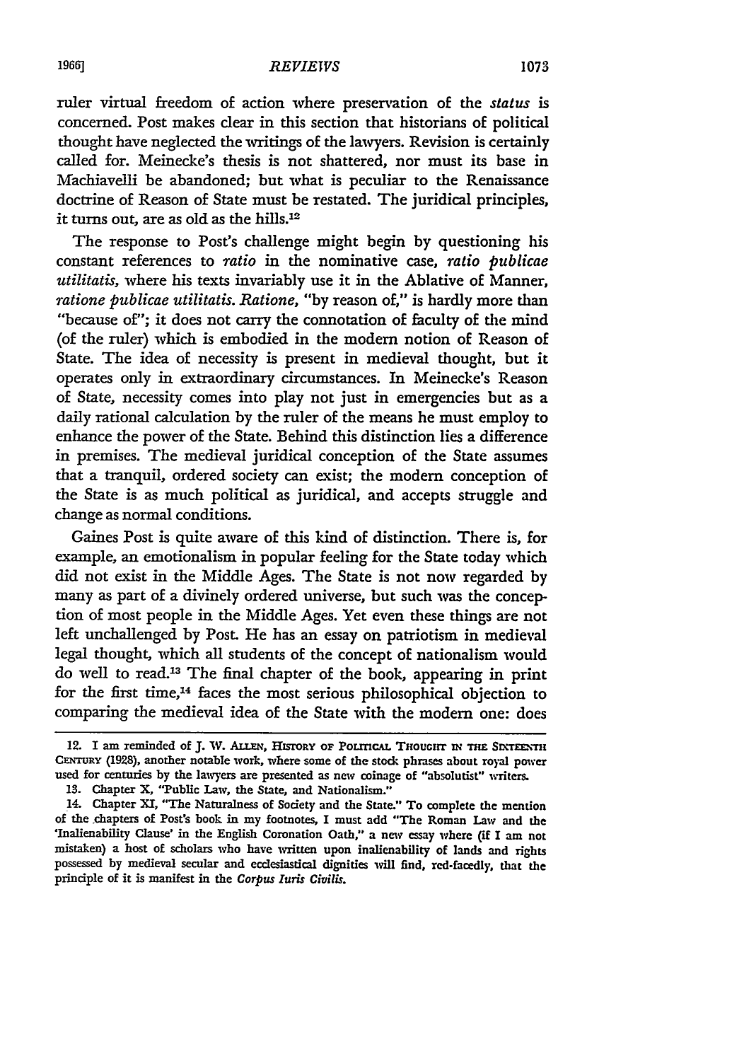ruler virtual freedom of action where preservation of the *status* is concerned. Post makes clear in this section that historians of political thought have neglected the writings of the lawyers. Revision is certainly called for. Meinecke's thesis is not shattered, nor must its base in Machiavelli be abandoned; but what is peculiar to the Renaissance doctrine of Reason of State must be restated. The juridical principles, it turns out, are as old as the hills.[12]

The response to Post's challenge might begin by questioning his constant references to *ratio* in the nominative case, *ratio publicae utilitatis,* where his texts invariably use it in the Ablative of Manner, *ratione publicae utilitatis. Ratione,* "by reason of," is hardly more than "because of"; it does not carry the connotation of faculty of the mind (of the ruler) which is embodied in the modern notion of Reason of State. The idea of necessity is present in medieval thought, but it operates only in extraordinary circumstances. In Meinecke's Reason of State, necessity comes into play not just in emergencies but as a daily rational calculation by the ruler of the means he must employ to enhance the power of the State. Behind this distinction lies a difference in premises. The medieval juridical conception of the State assumes that a tranquil, ordered society can exist; the modern conception of the State is as much political as juridical, and accepts struggle and change as normal conditions.

Gaines Post is quite aware of this kind of distinction. There is, for example, an emotionalism in popular feeling for the State today which did not exist in the Middle Ages. The State is not now regarded by many as part of a divinely ordered universe, but such was the conception of most people in the Middle Ages. Yet even these things are not left unchallenged by Post. He has an essay on patriotism in medieval legal thought, which all students of the concept of nationalism would do well to read.[13] The final chapter of the book, appearing in print for the first time,[14] faces the most serious philosophical objection to comparing the medieval idea of the State with the modern one: does

---

12. I am reminded of J. W. ALLEN, HISTORY OF POLITICAL THOUGHT IN THE SIXTEENTH CENTURY (1928), another notable work, where some of the stock phrases about royal power used for centuries by the lawyers are presented as new coinage of "absolutist" writers.

13. Chapter X, "Public Law, the State, and Nationalism."

14. Chapter XI, "The Naturalness of Society and the State." To complete the mention of the chapters of Post's book in my footnotes, I must add "The Roman Law and the 'Inalienability Clause' in the English Coronation Oath," a new essay where (if I am not mistaken) a host of scholars who have written upon inalienability of lands and rights possessed by medieval secular and ecclesiastical dignities will find, red-facedly, that the principle of it is manifest in the *Corpus Iuris Civilis.*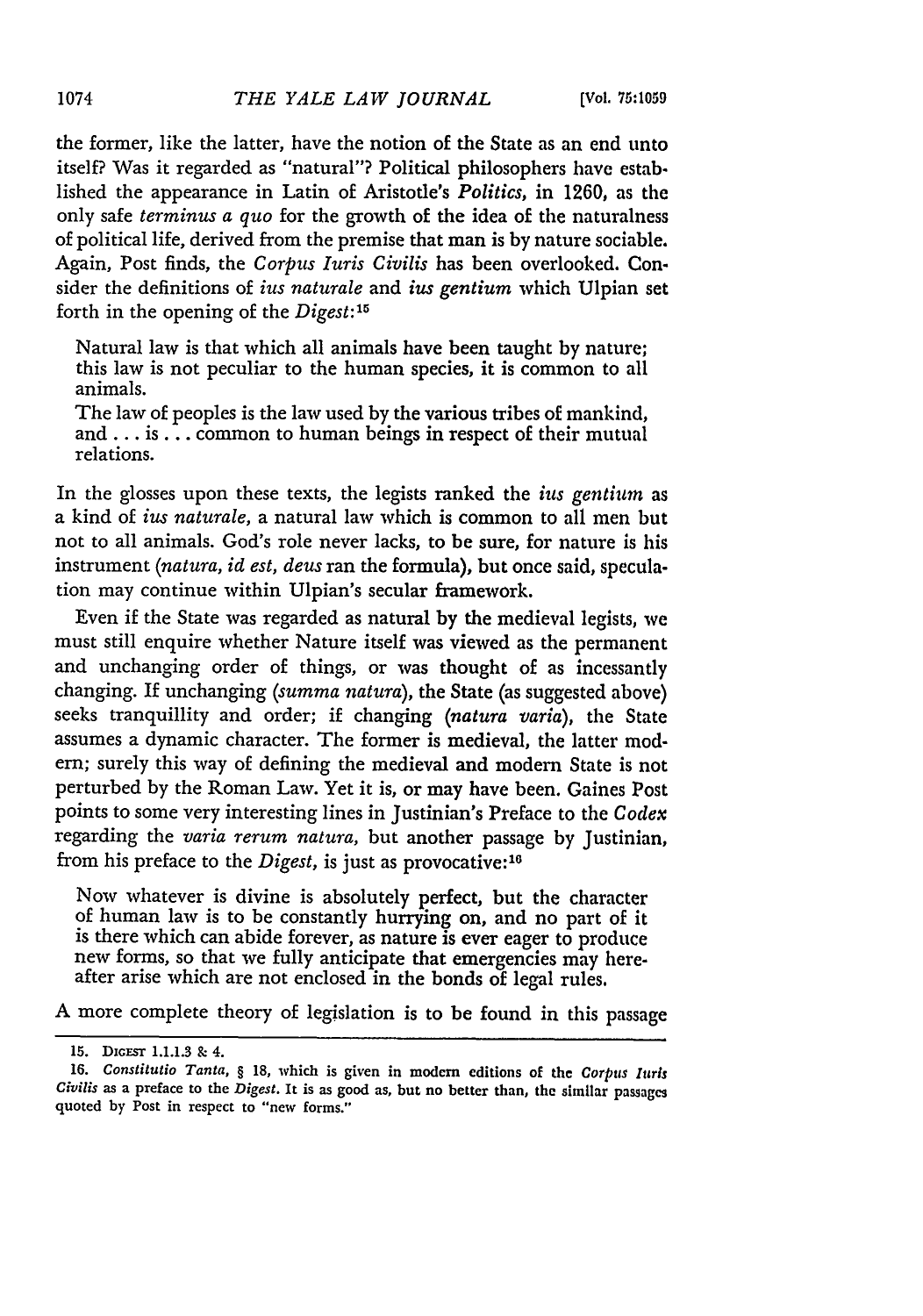the former, like the latter, have the notion of the State as an end unto itself? Was it regarded as "natural"? Political philosophers have established the appearance in Latin of Aristotle's *Politics*, in 1260, as the only safe *terminus a quo* for the growth of the idea of the naturalness of political life, derived from the premise that man is by nature sociable. Again, Post finds, the *Corpus Iuris Civilis* has been overlooked. Consider the definitions of *ius naturale* and *ius gentium* which Ulpian set forth in the opening of the *Digest*:[15]

> Natural law is that which all animals have been taught by nature; this law is not peculiar to the human species, it is common to all animals.
>
> The law of peoples is the law used by the various tribes of mankind, and . . . is . . . common to human beings in respect of their mutual relations.

In the glosses upon these texts, the legists ranked the *ius gentium* as a kind of *ius naturale*, a natural law which is common to all men but not to all animals. God's role never lacks, to be sure, for nature is his instrument (*natura, id est, deus* ran the formula), but once said, speculation may continue within Ulpian's secular framework.

Even if the State was regarded as natural by the medieval legists, we must still enquire whether Nature itself was viewed as the permanent and unchanging order of things, or was thought of as incessantly changing. If unchanging (*summa natura*), the State (as suggested above) seeks tranquillity and order; if changing (*natura varia*), the State assumes a dynamic character. The former is medieval, the latter modern; surely this way of defining the medieval and modern State is not perturbed by the Roman Law. Yet it is, or may have been. Gaines Post points to some very interesting lines in Justinian's Preface to the *Codex* regarding the *varia rerum natura*, but another passage by Justinian, from his preface to the *Digest*, is just as provocative:[16]

> Now whatever is divine is absolutely perfect, but the character of human law is to be constantly hurrying on, and no part of it is there which can abide forever, as nature is ever eager to produce new forms, so that we fully anticipate that emergencies may hereafter arise which are not enclosed in the bonds of legal rules.

A more complete theory of legislation is to be found in this passage

---

15. DIGEST 1.1.1.3 & 4.

16. *Constitutio Tanta*, § 18, which is given in modern editions of the *Corpus Iuris Civilis* as a preface to the *Digest*. It is as good as, but no better than, the similar passages quoted by Post in respect to "new forms."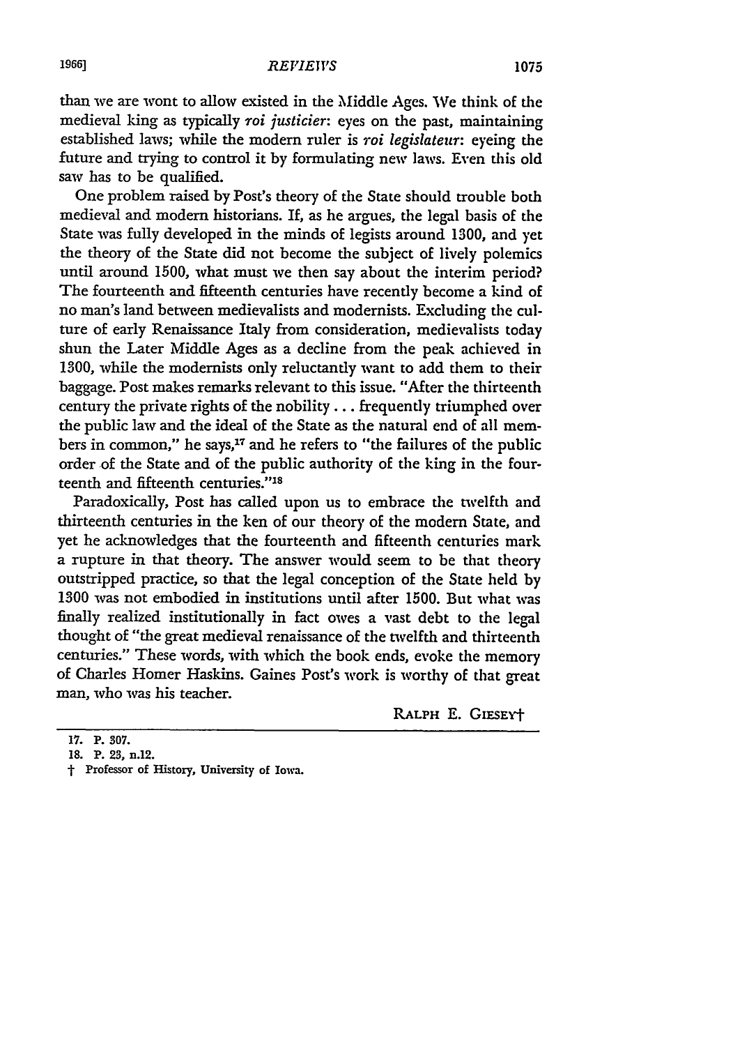than we are wont to allow existed in the Middle Ages. We think of the medieval king as typically *roi justicier*: eyes on the past, maintaining established laws; while the modern ruler is *roi legislateur*: eyeing the future and trying to control it by formulating new laws. Even this old saw has to be qualified.

One problem raised by Post's theory of the State should trouble both medieval and modern historians. If, as he argues, the legal basis of the State was fully developed in the minds of legists around 1300, and yet the theory of the State did not become the subject of lively polemics until around 1500, what must we then say about the interim period? The fourteenth and fifteenth centuries have recently become a kind of no man's land between medievalists and modernists. Excluding the culture of early Renaissance Italy from consideration, medievalists today shun the Later Middle Ages as a decline from the peak achieved in 1300, while the modernists only reluctantly want to add them to their baggage. Post makes remarks relevant to this issue. "After the thirteenth century the private rights of the nobility . . . frequently triumphed over the public law and the ideal of the State as the natural end of all members in common," he says,[17] and he refers to "the failures of the public order of the State and of the public authority of the king in the fourteenth and fifteenth centuries."[18]

Paradoxically, Post has called upon us to embrace the twelfth and thirteenth centuries in the ken of our theory of the modern State, and yet he acknowledges that the fourteenth and fifteenth centuries mark a rupture in that theory. The answer would seem to be that theory outstripped practice, so that the legal conception of the State held by 1300 was not embodied in institutions until after 1500. But what was finally realized institutionally in fact owes a vast debt to the legal thought of "the great medieval renaissance of the twelfth and thirteenth centuries." These words, with which the book ends, evoke the memory of Charles Homer Haskins. Gaines Post's work is worthy of that great man, who was his teacher.

RALPH E. GIESEY†

17. P. 307.

18. P. 23, n.12.

† Professor of History, University of Iowa.